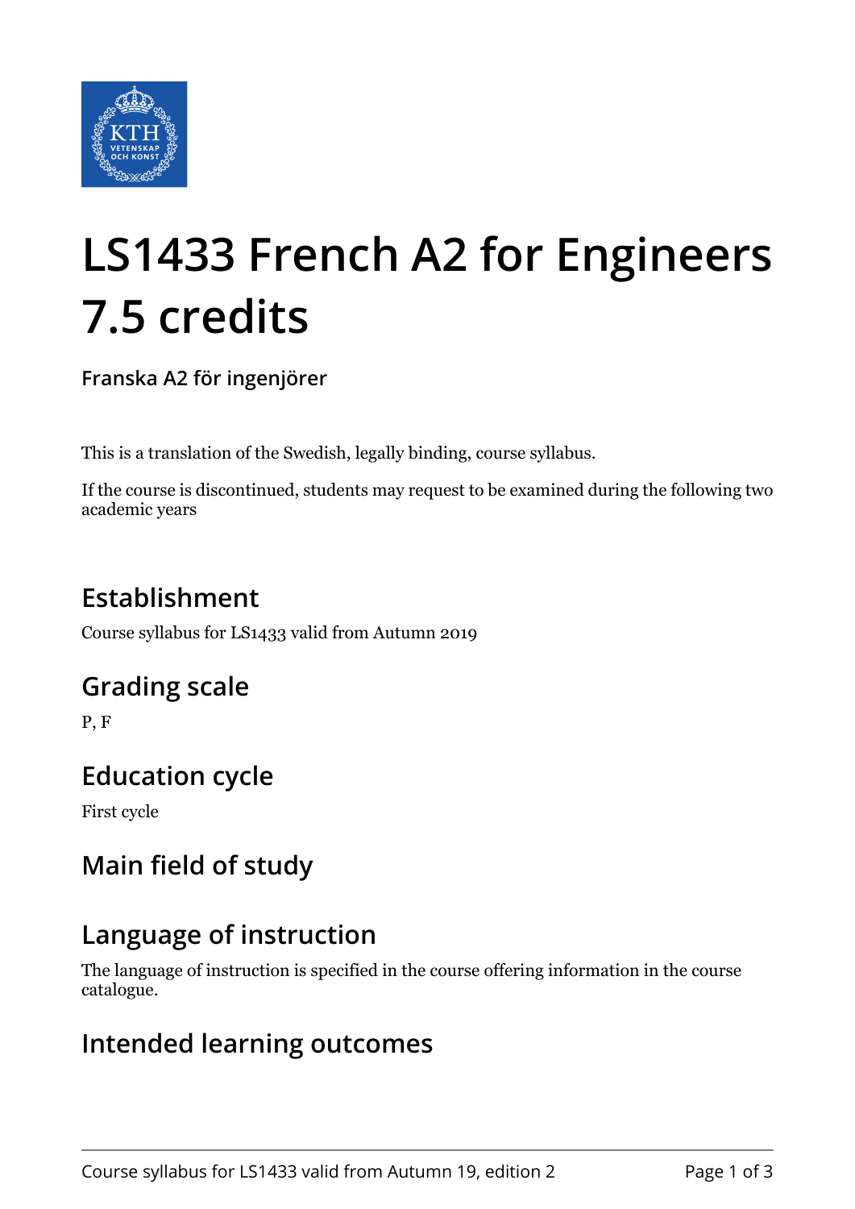# LS1433 French A2 for Engineers 7.5 credits

**Franska A2 för ingenjörer**

This is a translation of the Swedish, legally binding, course syllabus.

If the course is discontinued, students may request to be examined during the following two academic years

## Establishment

Course syllabus for LS1433 valid from Autumn 2019

## Grading scale

P, F

## Education cycle

First cycle

## Main field of study

## Language of instruction

The language of instruction is specified in the course offering information in the course catalogue.

## Intended learning outcomes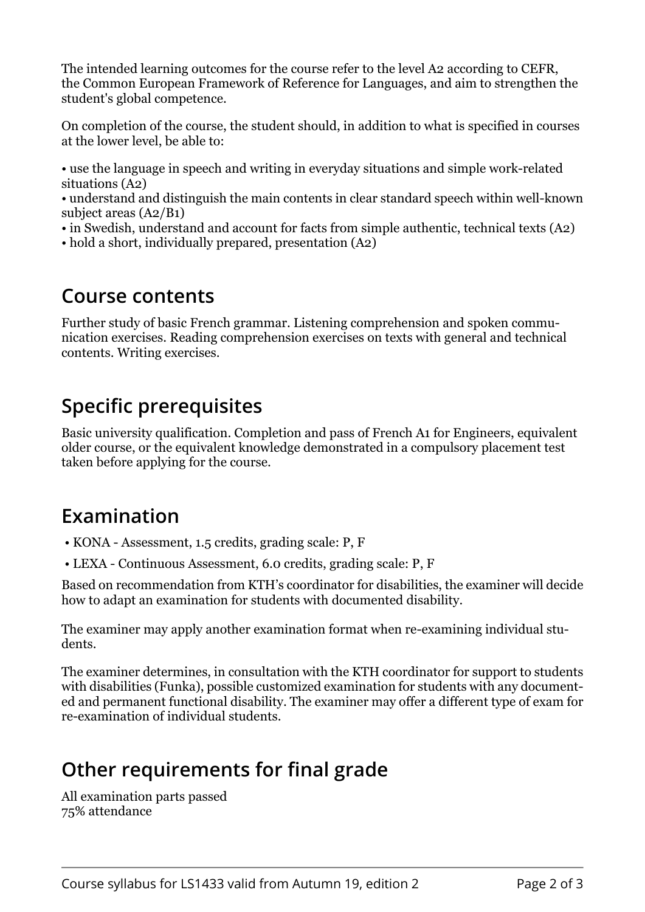The intended learning outcomes for the course refer to the level A2 according to CEFR, the Common European Framework of Reference for Languages, and aim to strengthen the student's global competence.

On completion of the course, the student should, in addition to what is specified in courses at the lower level, be able to:

• use the language in speech and writing in everyday situations and simple work-related situations (A2)
• understand and distinguish the main contents in clear standard speech within well-known subject areas (A2/B1)
• in Swedish, understand and account for facts from simple authentic, technical texts (A2)
• hold a short, individually prepared, presentation (A2)

## Course contents

Further study of basic French grammar. Listening comprehension and spoken communication exercises. Reading comprehension exercises on texts with general and technical contents. Writing exercises.

## Specific prerequisites

Basic university qualification. Completion and pass of French A1 for Engineers, equivalent older course, or the equivalent knowledge demonstrated in a compulsory placement test taken before applying for the course.

## Examination

- KONA - Assessment, 1.5 credits, grading scale: P, F
- LEXA - Continuous Assessment, 6.0 credits, grading scale: P, F

Based on recommendation from KTH's coordinator for disabilities, the examiner will decide how to adapt an examination for students with documented disability.

The examiner may apply another examination format when re-examining individual students.

The examiner determines, in consultation with the KTH coordinator for support to students with disabilities (Funka), possible customized examination for students with any documented and permanent functional disability. The examiner may offer a different type of exam for re-examination of individual students.

## Other requirements for final grade

All examination parts passed
75% attendance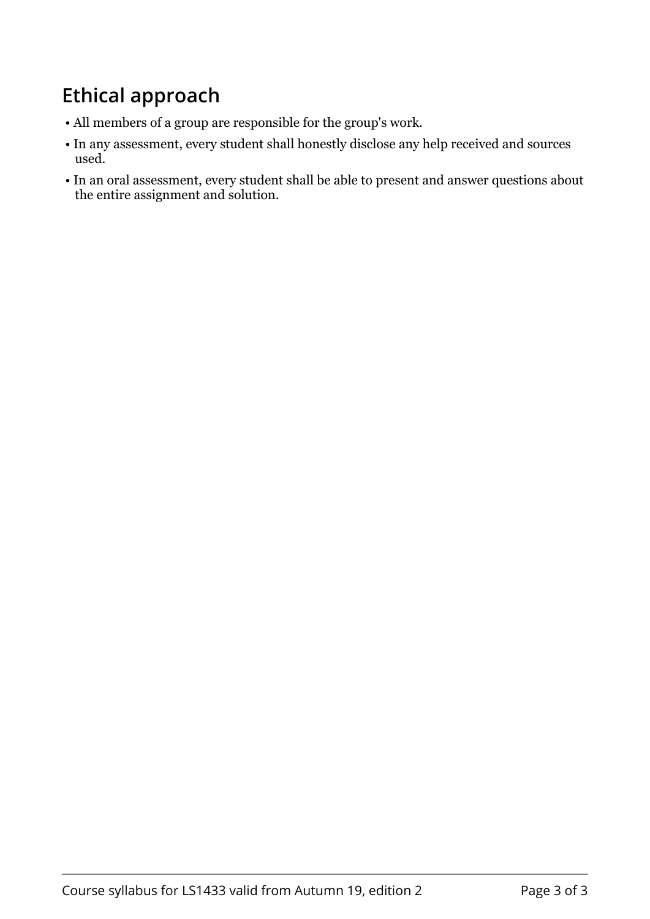## Ethical approach

- All members of a group are responsible for the group's work.
- In any assessment, every student shall honestly disclose any help received and sources used.
- In an oral assessment, every student shall be able to present and answer questions about the entire assignment and solution.